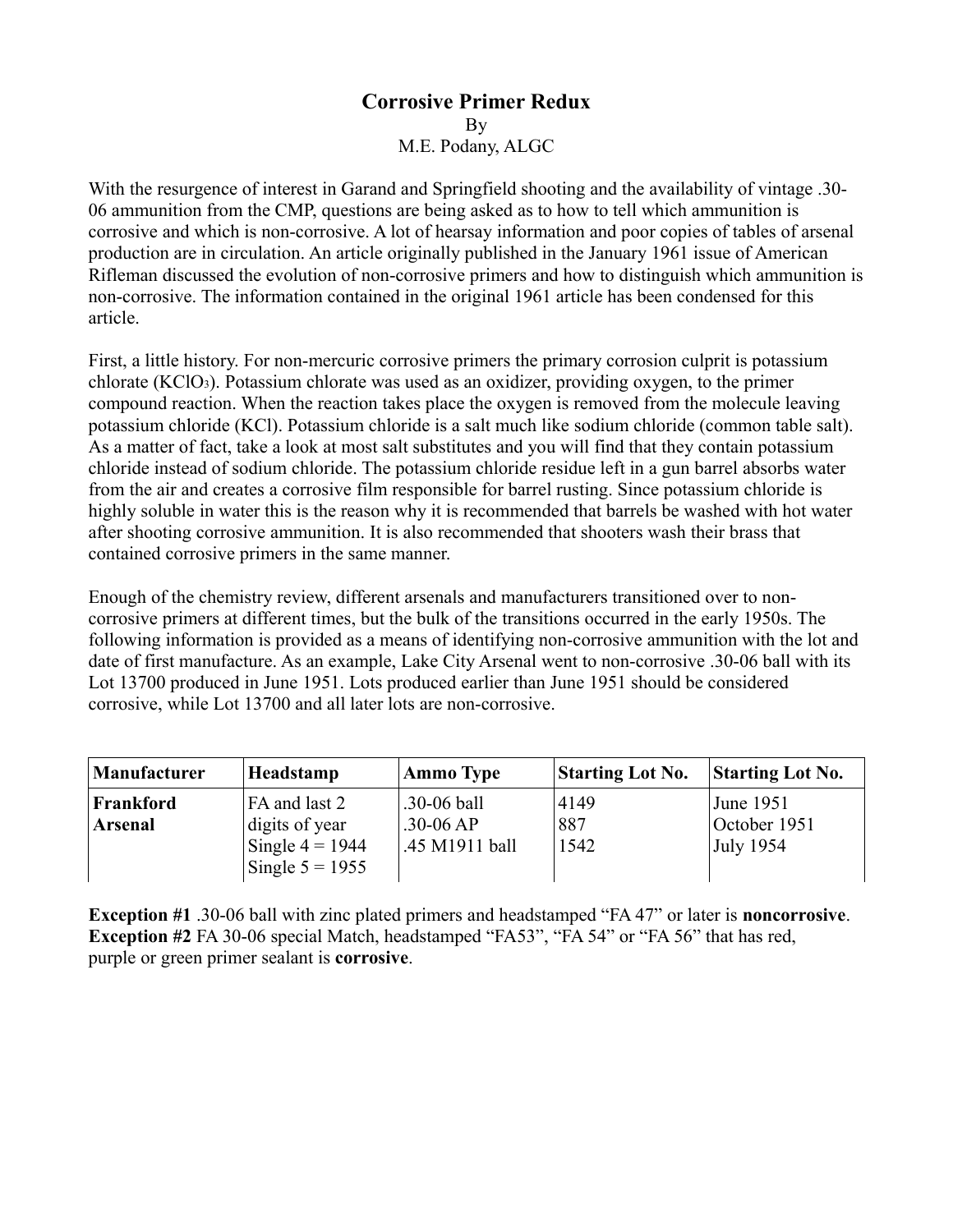# Corrosive Primer Redux

By

M.E. Podany, ALGC

With the resurgence of interest in Garand and Springfield shooting and the availability of vintage .30-06 ammunition from the CMP, questions are being asked as to how to tell which ammunition is corrosive and which is non-corrosive. A lot of hearsay information and poor copies of tables of arsenal production are in circulation. An article originally published in the January 1961 issue of American Rifleman discussed the evolution of non-corrosive primers and how to distinguish which ammunition is non-corrosive. The information contained in the original 1961 article has been condensed for this article.

First, a little history. For non-mercuric corrosive primers the primary corrosion culprit is potassium chlorate ($KClO_3$). Potassium chlorate was used as an oxidizer, providing oxygen, to the primer compound reaction. When the reaction takes place the oxygen is removed from the molecule leaving potassium chloride ($KCl$). Potassium chloride is a salt much like sodium chloride (common table salt). As a matter of fact, take a look at most salt substitutes and you will find that they contain potassium chloride instead of sodium chloride. The potassium chloride residue left in a gun barrel absorbs water from the air and creates a corrosive film responsible for barrel rusting. Since potassium chloride is highly soluble in water this is the reason why it is recommended that barrels be washed with hot water after shooting corrosive ammunition. It is also recommended that shooters wash their brass that contained corrosive primers in the same manner.

Enough of the chemistry review, different arsenals and manufacturers transitioned over to non-corrosive primers at different times, but the bulk of the transitions occurred in the early 1950s. The following information is provided as a means of identifying non-corrosive ammunition with the lot and date of first manufacture. As an example, Lake City Arsenal went to non-corrosive .30-06 ball with its Lot 13700 produced in June 1951. Lots produced earlier than June 1951 should be considered corrosive, while Lot 13700 and all later lots are non-corrosive.

| Manufacturer | Headstamp | Ammo Type | Starting Lot No. | Starting Lot No. |
|---|---|---|---|---|
| **Frankford Arsenal** | FA and last 2 digits of year<br>Single 4 = 1944<br>Single 5 = 1955 | .30-06 ball<br>.30-06 AP<br>.45 M1911 ball | 4149<br>887<br>1542 | June 1951<br>October 1951<br>July 1954 |

**Exception #1** .30-06 ball with zinc plated primers and headstamped “FA 47” or later is **noncorrosive**.
**Exception #2** FA 30-06 special Match, headstamped “FA53”, “FA 54” or “FA 56” that has red, purple or green primer sealant is **corrosive**.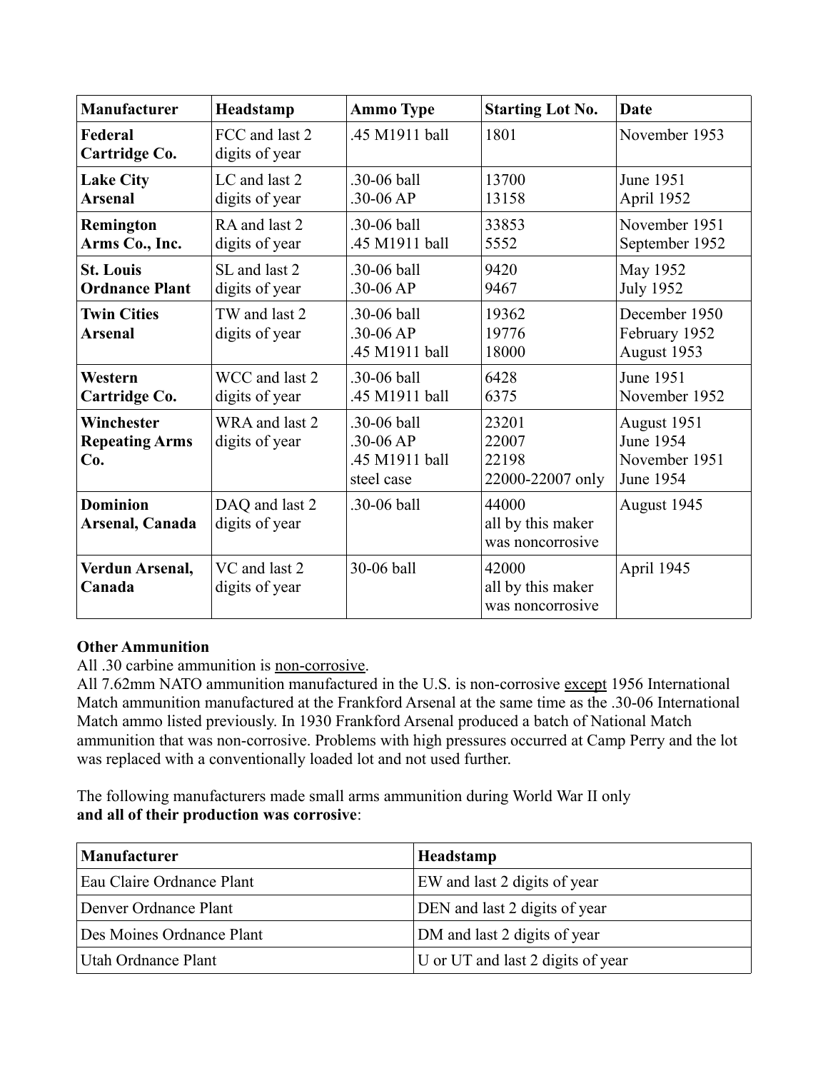| Manufacturer | Headstamp | Ammo Type | Starting Lot No. | Date |
|---|---|---|---|---|
| **Federal Cartridge Co.** | FCC and last 2 digits of year | .45 M1911 ball | 1801 | November 1953 |
| **Lake City Arsenal** | LC and last 2 digits of year | .30-06 ball<br>.30-06 AP | 13700<br>13158 | June 1951<br>April 1952 |
| **Remington Arms Co., Inc.** | RA and last 2 digits of year | .30-06 ball<br>.45 M1911 ball | 33853<br>5552 | November 1951<br>September 1952 |
| **St. Louis Ordnance Plant** | SL and last 2 digits of year | .30-06 ball<br>.30-06 AP | 9420<br>9467 | May 1952<br>July 1952 |
| **Twin Cities Arsenal** | TW and last 2 digits of year | .30-06 ball<br>.30-06 AP<br>.45 M1911 ball | 19362<br>19776<br>18000 | December 1950<br>February 1952<br>August 1953 |
| **Western Cartridge Co.** | WCC and last 2 digits of year | .30-06 ball<br>.45 M1911 ball | 6428<br>6375 | June 1951<br>November 1952 |
| **Winchester Repeating Arms Co.** | WRA and last 2 digits of year | .30-06 ball<br>.30-06 AP<br>.45 M1911 ball<br>steel case | 23201<br>22007<br>22198<br>22000-22007 only | August 1951<br>June 1954<br>November 1951<br>June 1954 |
| **Dominion Arsenal, Canada** | DAQ and last 2 digits of year | .30-06 ball | 44000<br>all by this maker was noncorrosive | August 1945 |
| **Verdun Arsenal, Canada** | VC and last 2 digits of year | 30-06 ball | 42000<br>all by this maker was noncorrosive | April 1945 |

**Other Ammunition**

All .30 carbine ammunition is <u>non-corrosive</u>.
All 7.62mm NATO ammunition manufactured in the U.S. is non-corrosive <u>except</u> 1956 International Match ammunition manufactured at the Frankford Arsenal at the same time as the .30-06 International Match ammo listed previously. In 1930 Frankford Arsenal produced a batch of National Match ammunition that was non-corrosive. Problems with high pressures occurred at Camp Perry and the lot was replaced with a conventionally loaded lot and not used further.

The following manufacturers made small arms ammunition during World War II only **and all of their production was corrosive**:

| Manufacturer | Headstamp |
|---|---|
| Eau Claire Ordnance Plant | EW and last 2 digits of year |
| Denver Ordnance Plant | DEN and last 2 digits of year |
| Des Moines Ordnance Plant | DM and last 2 digits of year |
| Utah Ordnance Plant | U or UT and last 2 digits of year |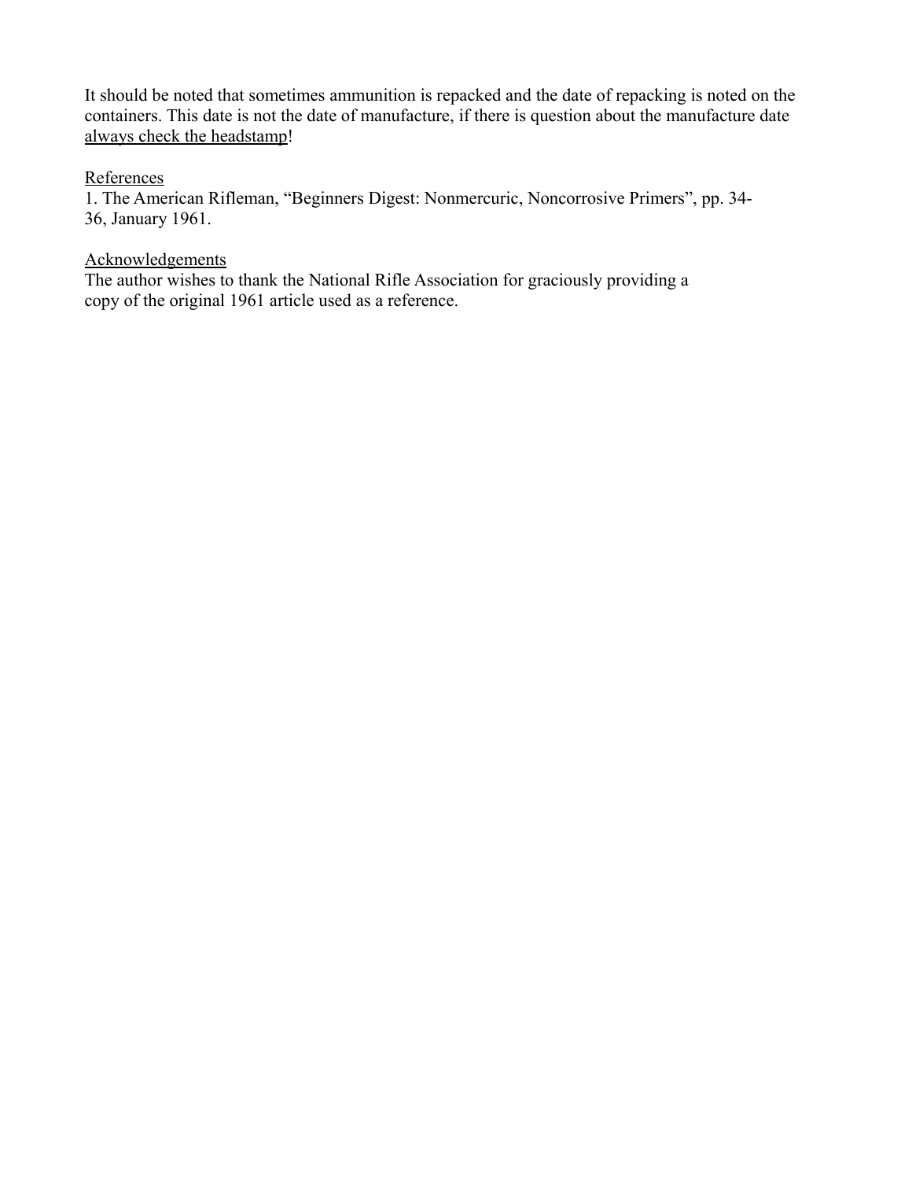It should be noted that sometimes ammunition is repacked and the date of repacking is noted on the containers. This date is not the date of manufacture, if there is question about the manufacture date <u>always check the headstamp</u>!

<u>References</u>

1. The American Rifleman, "Beginners Digest: Nonmercuric, Noncorrosive Primers", pp. 34-36, January 1961.

<u>Acknowledgements</u>

The author wishes to thank the National Rifle Association for graciously providing a copy of the original 1961 article used as a reference.